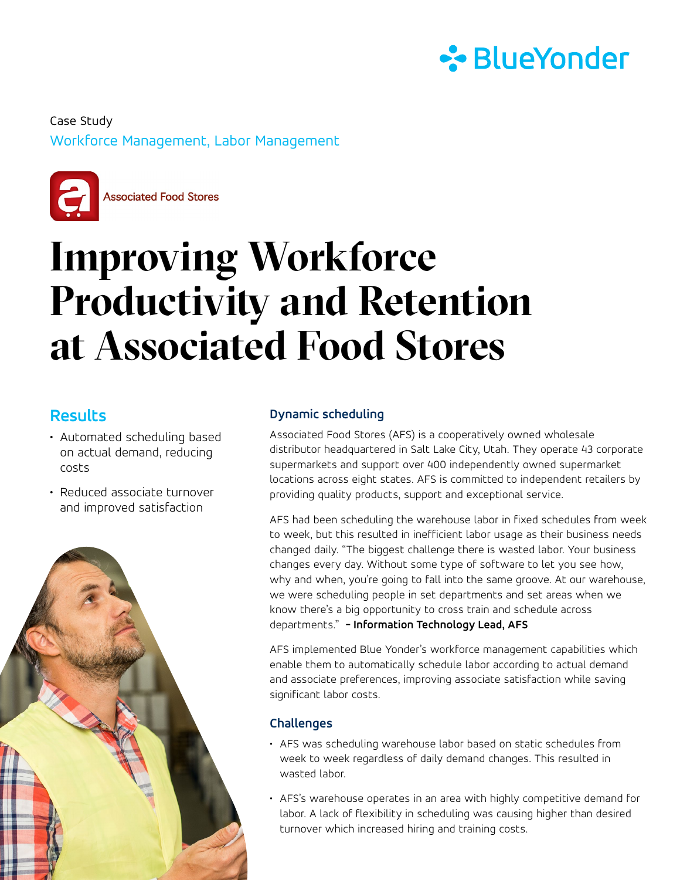Case Study

Workforce Management, Labor Management

Associated Food Stores

# Improving Workforce Productivity and Retention at Associated Food Stores

## Results

- Automated scheduling based on actual demand, reducing costs
- Reduced associate turnover and improved satisfaction

### Dynamic scheduling

Associated Food Stores (AFS) is a cooperatively owned wholesale distributor headquartered in Salt Lake City, Utah. They operate 43 corporate supermarkets and support over 400 independently owned supermarket locations across eight states. AFS is committed to independent retailers by providing quality products, support and exceptional service.

AFS had been scheduling the warehouse labor in fixed schedules from week to week, but this resulted in inefficient labor usage as their business needs changed daily. "The biggest challenge there is wasted labor. Your business changes every day. Without some type of software to let you see how, why and when, you're going to fall into the same groove. At our warehouse, we were scheduling people in set departments and set areas when we know there's a big opportunity to cross train and schedule across departments." **– Information Technology Lead, AFS**

AFS implemented Blue Yonder's workforce management capabilities which enable them to automatically schedule labor according to actual demand and associate preferences, improving associate satisfaction while saving significant labor costs.

### Challenges

- AFS was scheduling warehouse labor based on static schedules from week to week regardless of daily demand changes. This resulted in wasted labor.
- AFS's warehouse operates in an area with highly competitive demand for labor. A lack of flexibility in scheduling was causing higher than desired turnover which increased hiring and training costs.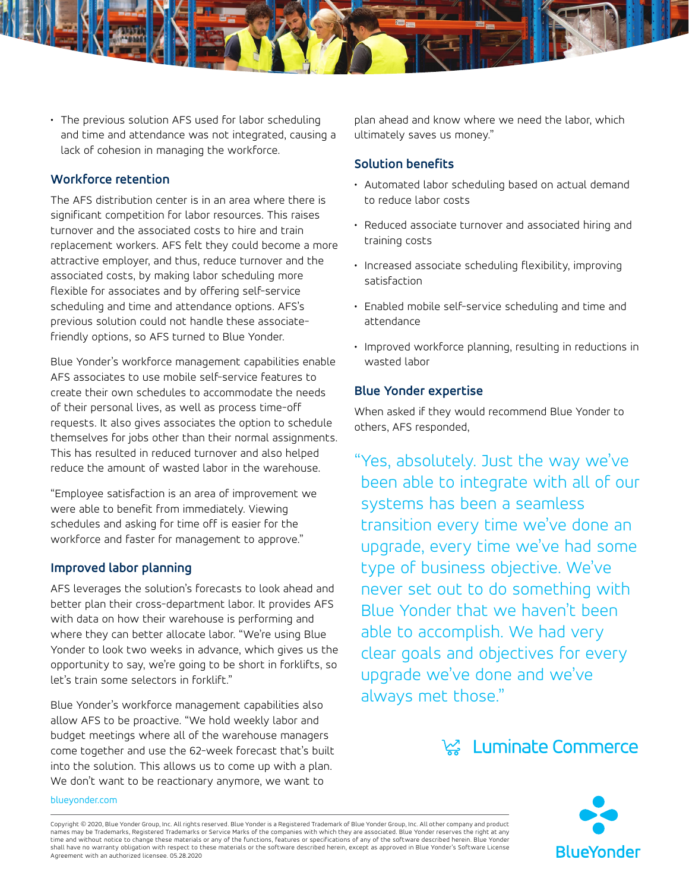- The previous solution AFS used for labor scheduling and time and attendance was not integrated, causing a lack of cohesion in managing the workforce.

### Workforce retention

The AFS distribution center is in an area where there is significant competition for labor resources. This raises turnover and the associated costs to hire and train replacement workers. AFS felt they could become a more attractive employer, and thus, reduce turnover and the associated costs, by making labor scheduling more flexible for associates and by offering self-service scheduling and time and attendance options. AFS's previous solution could not handle these associate-friendly options, so AFS turned to Blue Yonder.

Blue Yonder's workforce management capabilities enable AFS associates to use mobile self-service features to create their own schedules to accommodate the needs of their personal lives, as well as process time-off requests. It also gives associates the option to schedule themselves for jobs other than their normal assignments. This has resulted in reduced turnover and also helped reduce the amount of wasted labor in the warehouse.

"Employee satisfaction is an area of improvement we were able to benefit from immediately. Viewing schedules and asking for time off is easier for the workforce and faster for management to approve."

### Improved labor planning

AFS leverages the solution's forecasts to look ahead and better plan their cross-department labor. It provides AFS with data on how their warehouse is performing and where they can better allocate labor. "We're using Blue Yonder to look two weeks in advance, which gives us the opportunity to say, we're going to be short in forklifts, so let's train some selectors in forklift."

Blue Yonder's workforce management capabilities also allow AFS to be proactive. "We hold weekly labor and budget meetings where all of the warehouse managers come together and use the 62-week forecast that's built into the solution. This allows us to come up with a plan. We don't want to be reactionary anymore, we want to plan ahead and know where we need the labor, which ultimately saves us money."

### Solution benefits

- Automated labor scheduling based on actual demand to reduce labor costs
- Reduced associate turnover and associated hiring and training costs
- Increased associate scheduling flexibility, improving satisfaction
- Enabled mobile self-service scheduling and time and attendance
- Improved workforce planning, resulting in reductions in wasted labor

### Blue Yonder expertise

When asked if they would recommend Blue Yonder to others, AFS responded,

"Yes, absolutely. Just the way we've been able to integrate with all of our systems has been a seamless transition every time we've done an upgrade, every time we've had some type of business objective. We've never set out to do something with Blue Yonder that we haven't been able to accomplish. We had very clear goals and objectives for every upgrade we've done and we've always met those."

Luminate Commerce

blueyonder.com

Copyright © 2020, Blue Yonder Group, Inc. All rights reserved. Blue Yonder is a Registered Trademark of Blue Yonder Group, Inc. All other company and product names may be Trademarks, Registered Trademarks or Service Marks of the companies with which they are associated. Blue Yonder reserves the right at any time and without notice to change these materials or any of the functions, features or specifications of any of the software described herein. Blue Yonder shall have no warranty obligation with respect to these materials or the software described herein, except as approved in Blue Yonder's Software License Agreement with an authorized licensee. 05.28.2020

BlueYonder